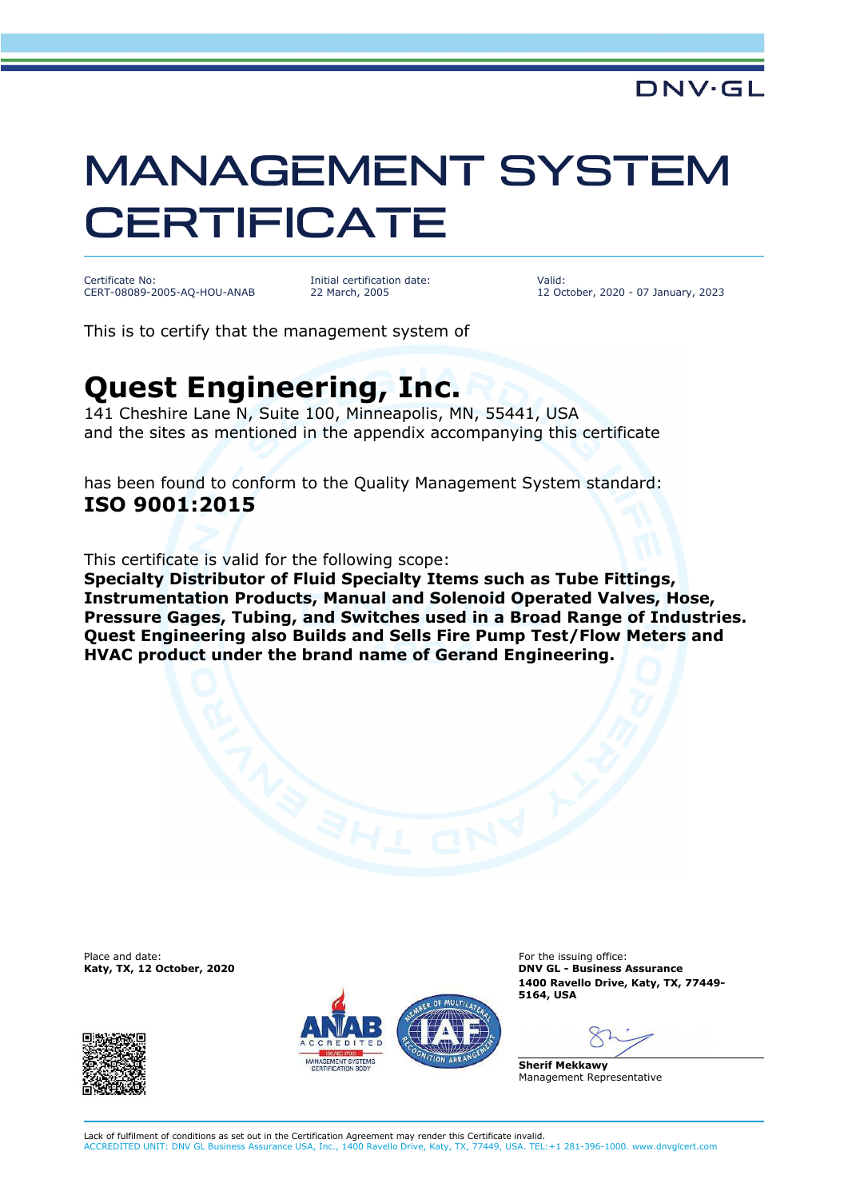DNV·GL

# MANAGEMENT SYSTEM CERTIFICATE

Certificate No:
CERT-08089-2005-AQ-HOU-ANAB

Initial certification date:
22 March, 2005

Valid:
12 October, 2020 - 07 January, 2023

This is to certify that the management system of

## Quest Engineering, Inc.

141 Cheshire Lane N, Suite 100, Minneapolis, MN, 55441, USA
and the sites as mentioned in the appendix accompanying this certificate

has been found to conform to the Quality Management System standard:
**ISO 9001:2015**

This certificate is valid for the following scope:
**Specialty Distributor of Fluid Specialty Items such as Tube Fittings, Instrumentation Products, Manual and Solenoid Operated Valves, Hose, Pressure Gages, Tubing, and Switches used in a Broad Range of Industries. Quest Engineering also Builds and Sells Fire Pump Test/Flow Meters and HVAC product under the brand name of Gerand Engineering.**

Place and date:
**Katy, TX, 12 October, 2020**

For the issuing office:
**DNV GL - Business Assurance**
**1400 Ravello Drive, Katy, TX, 77449-5164, USA**

**Sherif Mekkawy**
Management Representative

Lack of fulfilment of conditions as set out in the Certification Agreement may render this Certificate invalid.
ACCREDITED UNIT: DNV GL Business Assurance USA, Inc., 1400 Ravello Drive, Katy, TX, 77449, USA. TEL:+1 281-396-1000. www.dnvglcert.com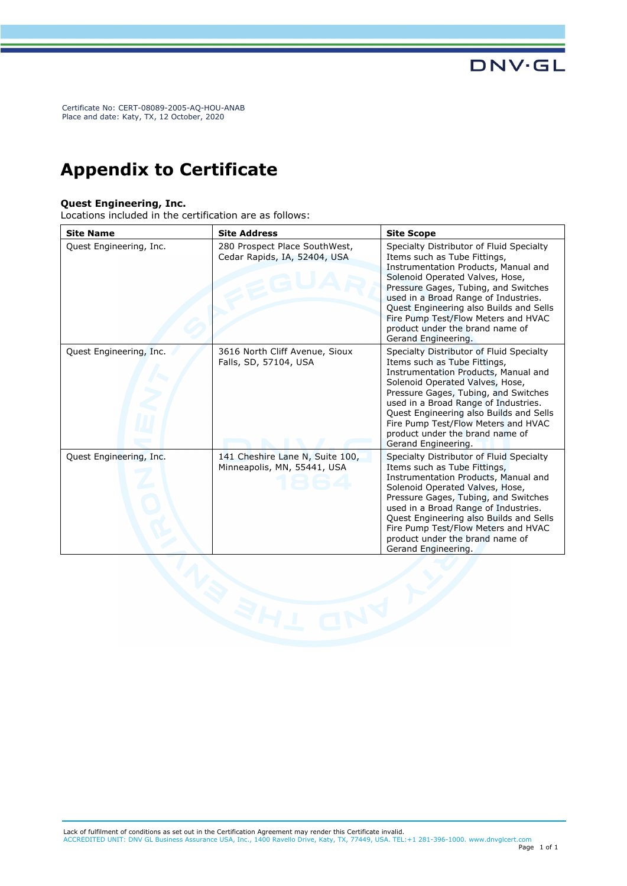Certificate No: CERT-08089-2005-AQ-HOU-ANAB
Place and date: Katy, TX, 12 October, 2020

# Appendix to Certificate

**Quest Engineering, Inc.**
Locations included in the certification are as follows:

| Site Name | Site Address | Site Scope |
|---|---|---|
| Quest Engineering, Inc. | 280 Prospect Place SouthWest, Cedar Rapids, IA, 52404, USA | Specialty Distributor of Fluid Specialty Items such as Tube Fittings, Instrumentation Products, Manual and Solenoid Operated Valves, Hose, Pressure Gages, Tubing, and Switches used in a Broad Range of Industries. Quest Engineering also Builds and Sells Fire Pump Test/Flow Meters and HVAC product under the brand name of Gerand Engineering. |
| Quest Engineering, Inc. | 3616 North Cliff Avenue, Sioux Falls, SD, 57104, USA | Specialty Distributor of Fluid Specialty Items such as Tube Fittings, Instrumentation Products, Manual and Solenoid Operated Valves, Hose, Pressure Gages, Tubing, and Switches used in a Broad Range of Industries. Quest Engineering also Builds and Sells Fire Pump Test/Flow Meters and HVAC product under the brand name of Gerand Engineering. |
| Quest Engineering, Inc. | 141 Cheshire Lane N, Suite 100, Minneapolis, MN, 55441, USA | Specialty Distributor of Fluid Specialty Items such as Tube Fittings, Instrumentation Products, Manual and Solenoid Operated Valves, Hose, Pressure Gages, Tubing, and Switches used in a Broad Range of Industries. Quest Engineering also Builds and Sells Fire Pump Test/Flow Meters and HVAC product under the brand name of Gerand Engineering. |

Lack of fulfilment of conditions as set out in the Certification Agreement may render this Certificate invalid.
ACCREDITED UNIT: DNV GL Business Assurance USA, Inc., 1400 Ravello Drive, Katy, TX, 77449, USA. TEL:+1 281-396-1000. www.dnvglcert.com